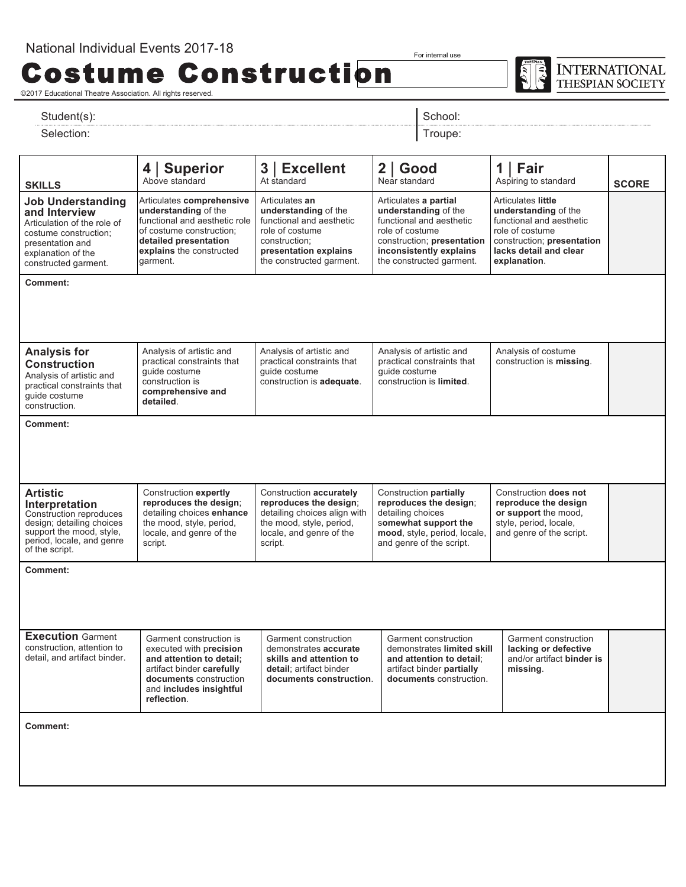National Individual Events 2017-18

# Costume Construction

For internal use

INTERNATIONAL THESPIAN SOCIETY

©2017 Educational Theatre Association. All rights reserved.

Student(s): | School:

Selection: | Troupe:

| SKILLS | 4 \| Superior Above standard | 3 \| Excellent At standard | 2 \| Good Near standard | 1 \| Fair Aspiring to standard | SCORE |
|---|---|---|---|---|---|
| **Job Understanding and Interview** Articulation of the role of costume construction; presentation and explanation of the constructed garment. | Articulates **comprehensive understanding** of the functional and aesthetic role of costume construction; **detailed presentation explains** the constructed garment. | Articulates **an understanding** of the functional and aesthetic role of costume construction; **presentation explains** the constructed garment. | Articulates **a partial understanding** of the functional and aesthetic role of costume construction; **presentation inconsistently explains** the constructed garment. | Articulates **little understanding** of the functional and aesthetic role of costume construction; **presentation lacks detail and clear explanation**. | |
| **Comment:** | | | | | |
| **Analysis for Construction** Analysis of artistic and practical constraints that guide costume construction. | Analysis of artistic and practical constraints that guide costume construction is **comprehensive and detailed**. | Analysis of artistic and practical constraints that guide costume construction is **adequate**. | Analysis of artistic and practical constraints that guide costume construction is **limited**. | Analysis of costume construction is **missing**. | |
| **Comment:** | | | | | |
| **Artistic Interpretation** Construction reproduces design; detailing choices support the mood, style, period, locale, and genre of the script. | Construction **expertly reproduces the design**; detailing choices **enhance** the mood, style, period, locale, and genre of the script. | Construction **accurately reproduces the design**; detailing choices align with the mood, style, period, locale, and genre of the script. | Construction **partially reproduces the design**; detailing choices **somewhat support the mood**, style, period, locale, and genre of the script. | Construction **does not reproduce the design or support** the mood, style, period, locale, and genre of the script. | |
| **Comment:** | | | | | |
| **Execution** Garment construction, attention to detail, and artifact binder. | Garment construction is executed with **precision and attention to detail;** artifact binder **carefully documents** construction and **includes insightful reflection**. | Garment construction demonstrates **accurate skills and attention to detail**; artifact binder **documents construction**. | Garment construction demonstrates **limited skill and attention to detail**; artifact binder **partially documents** construction. | Garment construction **lacking or defective** and/or artifact **binder is missing**. | |
| **Comment:** | | | | | |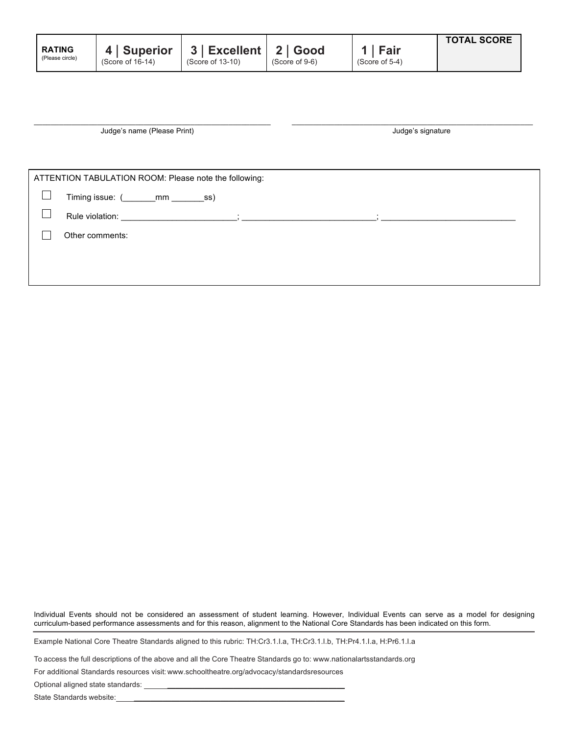| RATING (Please circle) | **4 \| Superior** (Score of 16-14) | **3 \| Excellent** (Score of 13-10) | **2 \| Good** (Score of 9-6) | **1 \| Fair** (Score of 5-4) | **TOTAL SCORE** |
|---|---|---|---|---|---|

_______________________________________________ Judge's name (Please Print)

_______________________________________________ Judge's signature

ATTENTION TABULATION ROOM: Please note the following:

- ☐ Timing issue: (_______mm _______ss)
- ☐ Rule violation: ________________________; ____________________________; ____________________________
- ☐ Other comments:

Individual Events should not be considered an assessment of student learning. However, Individual Events can serve as a model for designing curriculum-based performance assessments and for this reason, alignment to the National Core Standards has been indicated on this form.

Example National Core Theatre Standards aligned to this rubric: TH:Cr3.1.I.a, TH:Cr3.1.I.b, TH:Pr4.1.I.a, H:Pr6.1.I.a

To access the full descriptions of the above and all the Core Theatre Standards go to: www.nationalartsstandards.org

For additional Standards resources visit: www.schooltheatre.org/advocacy/standardsresources

Optional aligned state standards: ___________________________________________

State Standards website: ___________________________________________